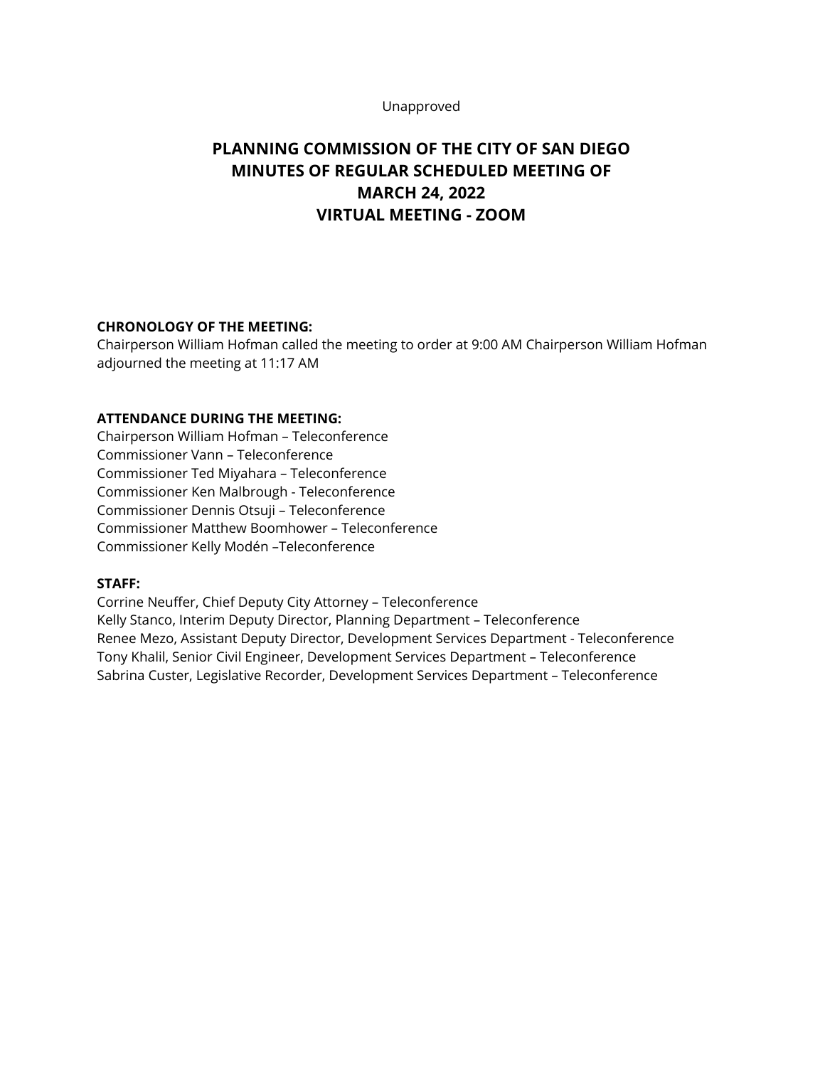Unapproved

# PLANNING COMMISSION OF THE CITY OF SAN DIEGO
# MINUTES OF REGULAR SCHEDULED MEETING OF
# MARCH 24, 2022
# VIRTUAL MEETING - ZOOM

**CHRONOLOGY OF THE MEETING:**
Chairperson William Hofman called the meeting to order at 9:00 AM Chairperson William Hofman adjourned the meeting at 11:17 AM

**ATTENDANCE DURING THE MEETING:**
Chairperson William Hofman – Teleconference
Commissioner Vann – Teleconference
Commissioner Ted Miyahara – Teleconference
Commissioner Ken Malbrough - Teleconference
Commissioner Dennis Otsuji – Teleconference
Commissioner Matthew Boomhower – Teleconference
Commissioner Kelly Modén –Teleconference

**STAFF:**
Corrine Neuffer, Chief Deputy City Attorney – Teleconference
Kelly Stanco, Interim Deputy Director, Planning Department – Teleconference
Renee Mezo, Assistant Deputy Director, Development Services Department - Teleconference
Tony Khalil, Senior Civil Engineer, Development Services Department – Teleconference
Sabrina Custer, Legislative Recorder, Development Services Department – Teleconference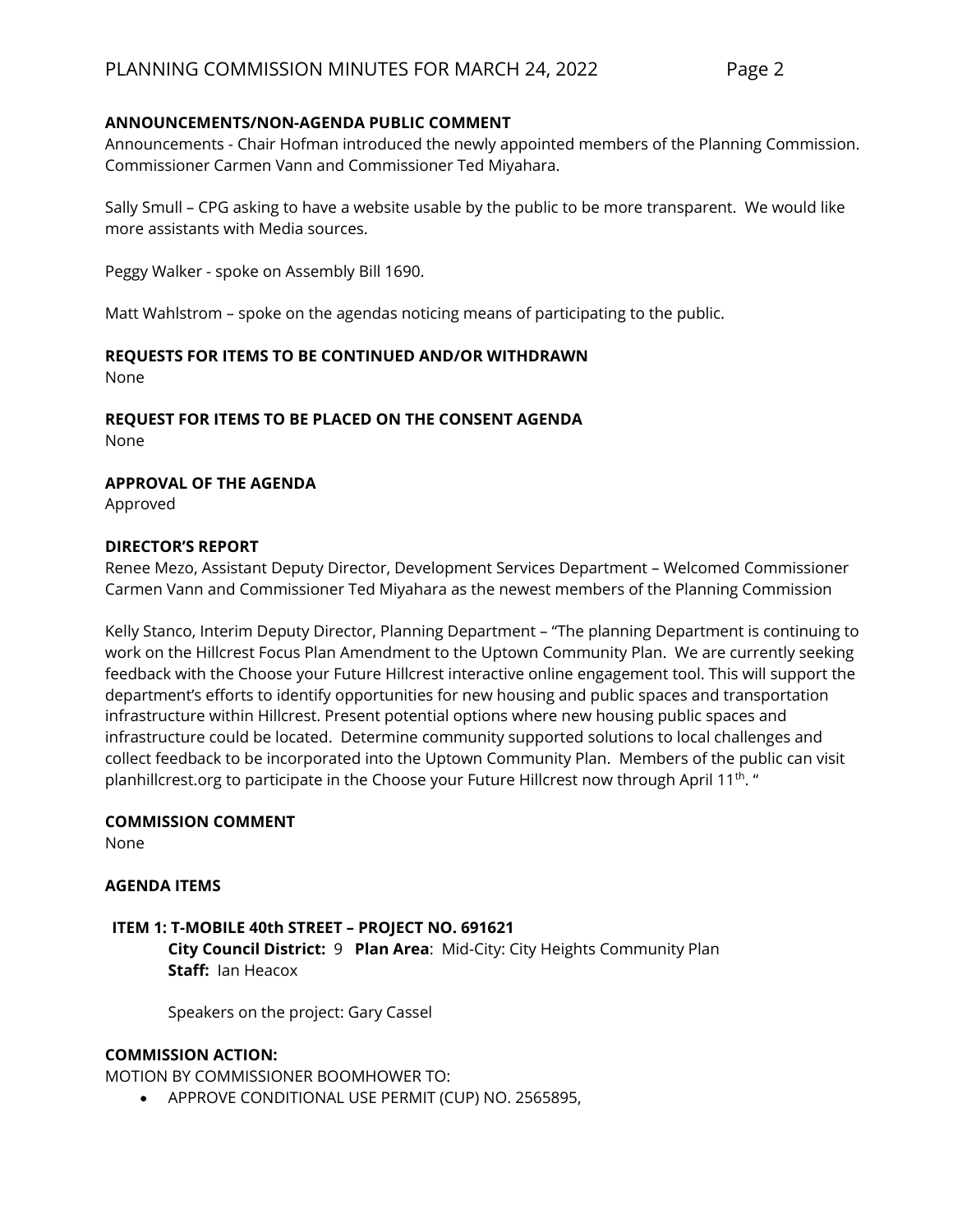**ANNOUNCEMENTS/NON-AGENDA PUBLIC COMMENT**

Announcements - Chair Hofman introduced the newly appointed members of the Planning Commission. Commissioner Carmen Vann and Commissioner Ted Miyahara.

Sally Smull – CPG asking to have a website usable by the public to be more transparent. We would like more assistants with Media sources.

Peggy Walker - spoke on Assembly Bill 1690.

Matt Wahlstrom – spoke on the agendas noticing means of participating to the public.

**REQUESTS FOR ITEMS TO BE CONTINUED AND/OR WITHDRAWN**

None

**REQUEST FOR ITEMS TO BE PLACED ON THE CONSENT AGENDA**

None

**APPROVAL OF THE AGENDA**

Approved

**DIRECTOR'S REPORT**

Renee Mezo, Assistant Deputy Director, Development Services Department – Welcomed Commissioner Carmen Vann and Commissioner Ted Miyahara as the newest members of the Planning Commission

Kelly Stanco, Interim Deputy Director, Planning Department – "The planning Department is continuing to work on the Hillcrest Focus Plan Amendment to the Uptown Community Plan. We are currently seeking feedback with the Choose your Future Hillcrest interactive online engagement tool. This will support the department's efforts to identify opportunities for new housing and public spaces and transportation infrastructure within Hillcrest. Present potential options where new housing public spaces and infrastructure could be located. Determine community supported solutions to local challenges and collect feedback to be incorporated into the Uptown Community Plan. Members of the public can visit planhillcrest.org to participate in the Choose your Future Hillcrest now through April 11th. "

**COMMISSION COMMENT**

None

**AGENDA ITEMS**

**ITEM 1: T-MOBILE 40th STREET – PROJECT NO. 691621**

**City Council District:** 9 **Plan Area**: Mid-City: City Heights Community Plan
**Staff:** Ian Heacox

Speakers on the project: Gary Cassel

**COMMISSION ACTION:**

MOTION BY COMMISSIONER BOOMHOWER TO:

- APPROVE CONDITIONAL USE PERMIT (CUP) NO. 2565895,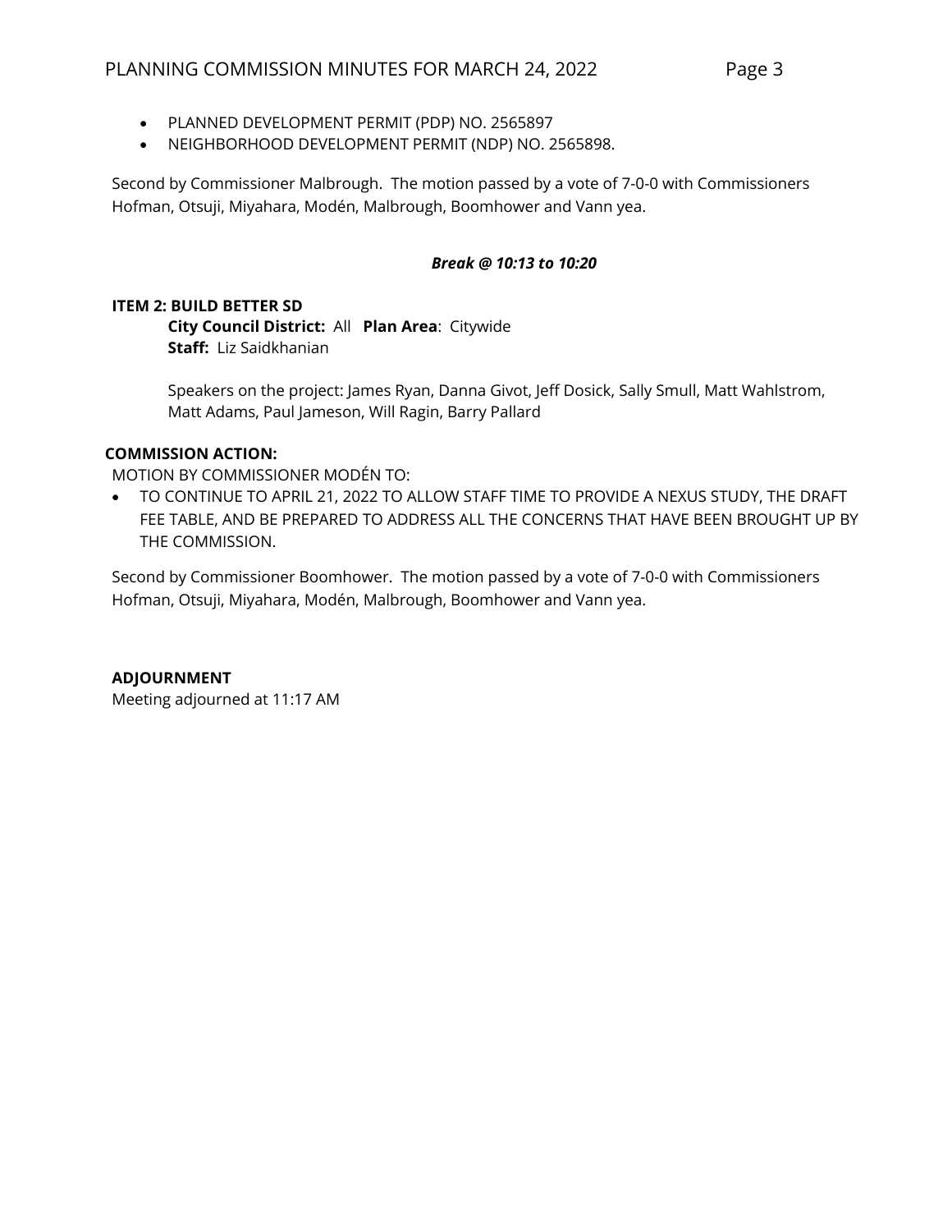- PLANNED DEVELOPMENT PERMIT (PDP) NO. 2565897
- NEIGHBORHOOD DEVELOPMENT PERMIT (NDP) NO. 2565898.

Second by Commissioner Malbrough. The motion passed by a vote of 7-0-0 with Commissioners Hofman, Otsuji, Miyahara, Modén, Malbrough, Boomhower and Vann yea.

***Break @ 10:13 to 10:20***

**ITEM 2: BUILD BETTER SD**

**City Council District:** All **Plan Area**: Citywide
**Staff:** Liz Saidkhanian

Speakers on the project: James Ryan, Danna Givot, Jeff Dosick, Sally Smull, Matt Wahlstrom, Matt Adams, Paul Jameson, Will Ragin, Barry Pallard

**COMMISSION ACTION:**

MOTION BY COMMISSIONER MODÉN TO:

- TO CONTINUE TO APRIL 21, 2022 TO ALLOW STAFF TIME TO PROVIDE A NEXUS STUDY, THE DRAFT FEE TABLE, AND BE PREPARED TO ADDRESS ALL THE CONCERNS THAT HAVE BEEN BROUGHT UP BY THE COMMISSION.

Second by Commissioner Boomhower. The motion passed by a vote of 7-0-0 with Commissioners Hofman, Otsuji, Miyahara, Modén, Malbrough, Boomhower and Vann yea.

**ADJOURNMENT**

Meeting adjourned at 11:17 AM